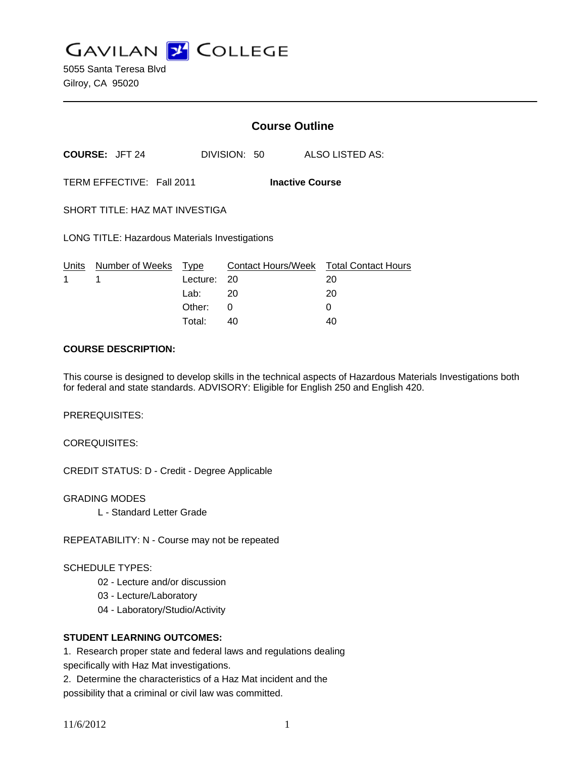# GAVILAN COLLEGE

5055 Santa Teresa Blvd
Gilroy, CA 95020

---

## Course Outline

**COURSE:** JFT 24 DIVISION: 50 ALSO LISTED AS:

TERM EFFECTIVE: Fall 2011 **Inactive Course**

SHORT TITLE: HAZ MAT INVESTIGA

LONG TITLE: Hazardous Materials Investigations

| Units | Number of Weeks | Type | Contact Hours/Week | Total Contact Hours |
|---|---|---|---|---|
| 1 | 1 | Lecture: | 20 | 20 |
| | | Lab: | 20 | 20 |
| | | Other: | 0 | 0 |
| | | Total: | 40 | 40 |

**COURSE DESCRIPTION:**

This course is designed to develop skills in the technical aspects of Hazardous Materials Investigations both for federal and state standards. ADVISORY: Eligible for English 250 and English 420.

PREREQUISITES:

COREQUISITES:

CREDIT STATUS: D - Credit - Degree Applicable

GRADING MODES

L - Standard Letter Grade

REPEATABILITY: N - Course may not be repeated

SCHEDULE TYPES:

02 - Lecture and/or discussion
03 - Lecture/Laboratory
04 - Laboratory/Studio/Activity

**STUDENT LEARNING OUTCOMES:**

1. Research proper state and federal laws and regulations dealing specifically with Haz Mat investigations.
2. Determine the characteristics of a Haz Mat incident and the possibility that a criminal or civil law was committed.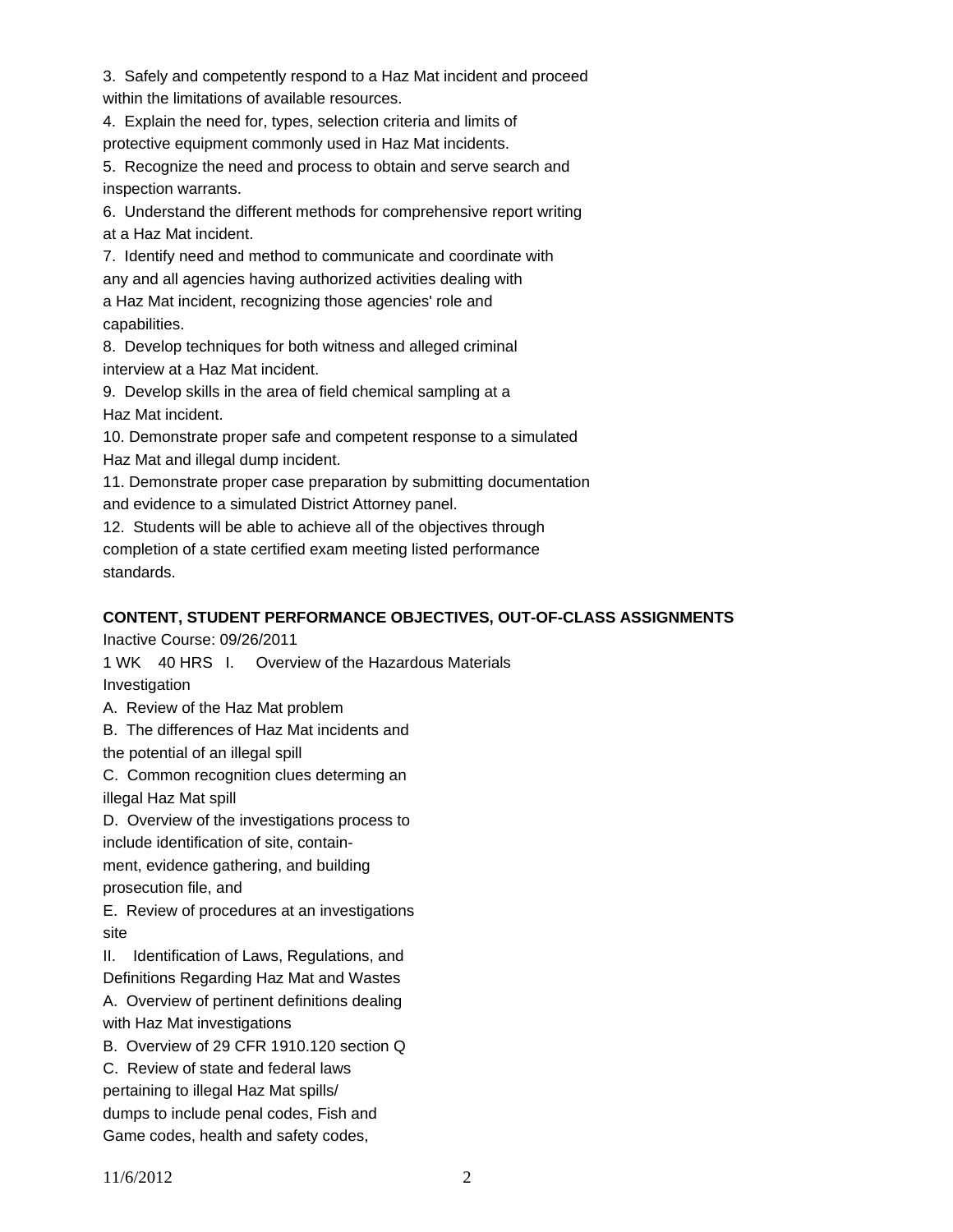3. Safely and competently respond to a Haz Mat incident and proceed within the limitations of available resources.
4. Explain the need for, types, selection criteria and limits of protective equipment commonly used in Haz Mat incidents.
5. Recognize the need and process to obtain and serve search and inspection warrants.
6. Understand the different methods for comprehensive report writing at a Haz Mat incident.
7. Identify need and method to communicate and coordinate with any and all agencies having authorized activities dealing with a Haz Mat incident, recognizing those agencies' role and capabilities.
8. Develop techniques for both witness and alleged criminal interview at a Haz Mat incident.
9. Develop skills in the area of field chemical sampling at a Haz Mat incident.
10. Demonstrate proper safe and competent response to a simulated Haz Mat and illegal dump incident.
11. Demonstrate proper case preparation by submitting documentation and evidence to a simulated District Attorney panel.
12. Students will be able to achieve all of the objectives through completion of a state certified exam meeting listed performance standards.

**CONTENT, STUDENT PERFORMANCE OBJECTIVES, OUT-OF-CLASS ASSIGNMENTS**

Inactive Course: 09/26/2011

1 WK 40 HRS I. Overview of the Hazardous Materials Investigation

A. Review of the Haz Mat problem

B. The differences of Haz Mat incidents and the potential of an illegal spill

C. Common recognition clues determing an illegal Haz Mat spill

D. Overview of the investigations process to include identification of site, contain-ment, evidence gathering, and building prosecution file, and

E. Review of procedures at an investigations site

II. Identification of Laws, Regulations, and Definitions Regarding Haz Mat and Wastes

A. Overview of pertinent definitions dealing with Haz Mat investigations

B. Overview of 29 CFR 1910.120 section Q

C. Review of state and federal laws pertaining to illegal Haz Mat spills/ dumps to include penal codes, Fish and Game codes, health and safety codes,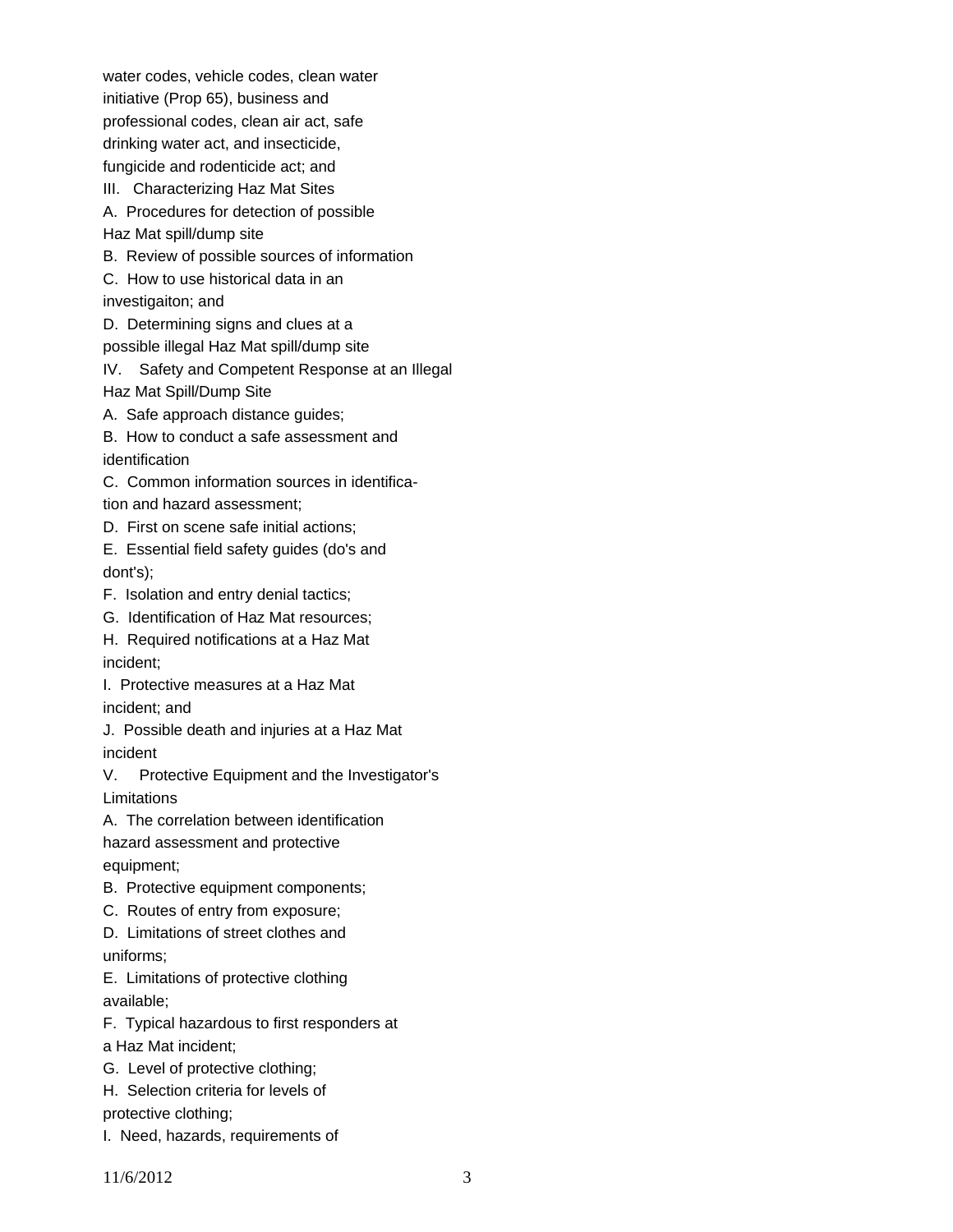water codes, vehicle codes, clean water initiative (Prop 65), business and professional codes, clean air act, safe drinking water act, and insecticide, fungicide and rodenticide act; and

III. Characterizing Haz Mat Sites

A. Procedures for detection of possible Haz Mat spill/dump site

B. Review of possible sources of information

C. How to use historical data in an investigaiton; and

D. Determining signs and clues at a possible illegal Haz Mat spill/dump site

IV. Safety and Competent Response at an Illegal Haz Mat Spill/Dump Site

A. Safe approach distance guides;

B. How to conduct a safe assessment and identification

C. Common information sources in identification and hazard assessment;

D. First on scene safe initial actions;

E. Essential field safety guides (do's and dont's);

F. Isolation and entry denial tactics;

G. Identification of Haz Mat resources;

H. Required notifications at a Haz Mat incident;

I. Protective measures at a Haz Mat incident; and

J. Possible death and injuries at a Haz Mat incident

V. Protective Equipment and the Investigator's Limitations

A. The correlation between identification hazard assessment and protective equipment;

B. Protective equipment components;

C. Routes of entry from exposure;

D. Limitations of street clothes and uniforms;

E. Limitations of protective clothing available;

F. Typical hazardous to first responders at a Haz Mat incident;

G. Level of protective clothing;

H. Selection criteria for levels of protective clothing;

I. Need, hazards, requirements of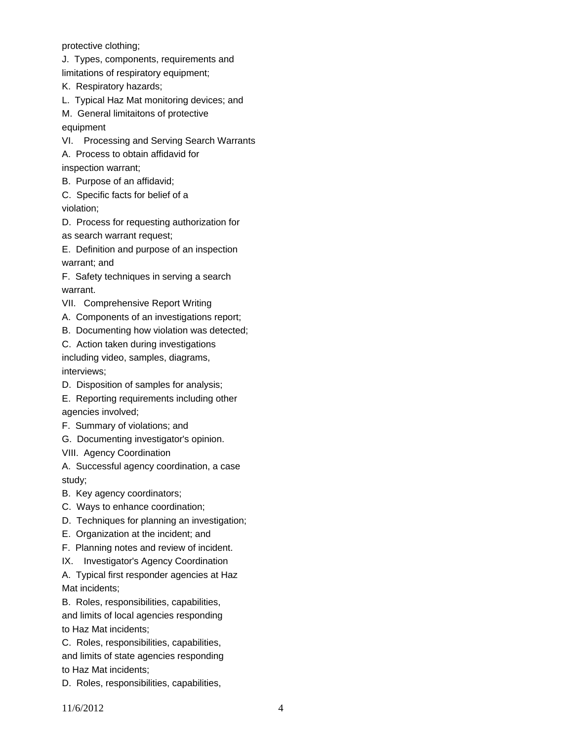protective clothing;

J. Types, components, requirements and limitations of respiratory equipment;

K. Respiratory hazards;

L. Typical Haz Mat monitoring devices; and

M. General limitaitons of protective equipment

VI. Processing and Serving Search Warrants

A. Process to obtain affidavid for inspection warrant;

B. Purpose of an affidavid;

C. Specific facts for belief of a violation;

D. Process for requesting authorization for as search warrant request;

E. Definition and purpose of an inspection warrant; and

F. Safety techniques in serving a search warrant.

VII. Comprehensive Report Writing

A. Components of an investigations report;

B. Documenting how violation was detected;

C. Action taken during investigations including video, samples, diagrams, interviews;

D. Disposition of samples for analysis;

E. Reporting requirements including other agencies involved;

F. Summary of violations; and

G. Documenting investigator's opinion.

VIII. Agency Coordination

A. Successful agency coordination, a case study;

B. Key agency coordinators;

C. Ways to enhance coordination;

D. Techniques for planning an investigation;

E. Organization at the incident; and

F. Planning notes and review of incident.

IX. Investigator's Agency Coordination

A. Typical first responder agencies at Haz Mat incidents;

B. Roles, responsibilities, capabilities, and limits of local agencies responding to Haz Mat incidents;

C. Roles, responsibilities, capabilities, and limits of state agencies responding to Haz Mat incidents;

D. Roles, responsibilities, capabilities,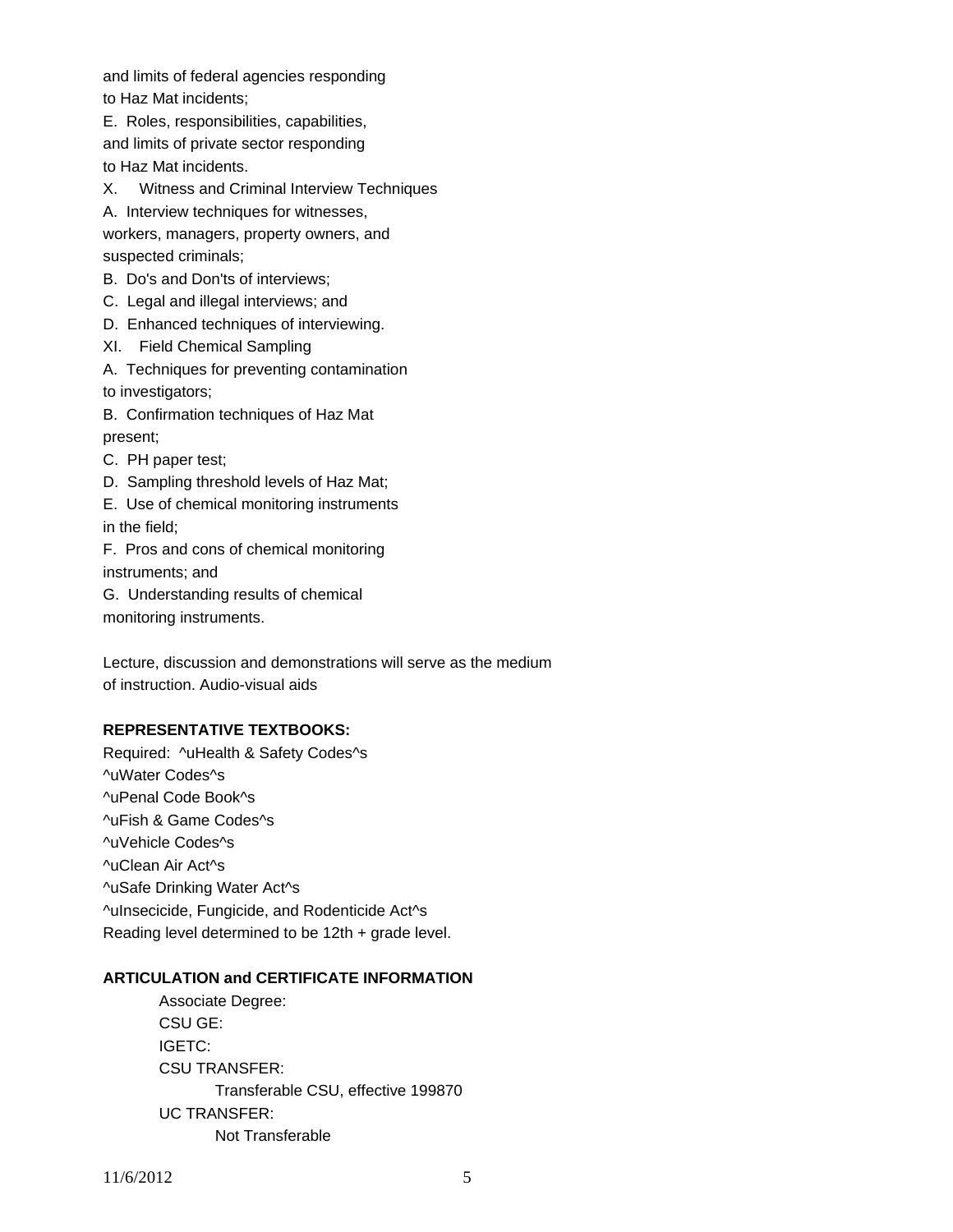and limits of federal agencies responding
to Haz Mat incidents;

E. Roles, responsibilities, capabilities,
and limits of private sector responding
to Haz Mat incidents.

X. Witness and Criminal Interview Techniques

A. Interview techniques for witnesses,
workers, managers, property owners, and
suspected criminals;

B. Do's and Don'ts of interviews;

C. Legal and illegal interviews; and

D. Enhanced techniques of interviewing.

XI. Field Chemical Sampling

A. Techniques for preventing contamination
to investigators;

B. Confirmation techniques of Haz Mat
present;

C. PH paper test;

D. Sampling threshold levels of Haz Mat;

E. Use of chemical monitoring instruments
in the field;

F. Pros and cons of chemical monitoring
instruments; and

G. Understanding results of chemical
monitoring instruments.

Lecture, discussion and demonstrations will serve as the medium
of instruction. Audio-visual aids

**REPRESENTATIVE TEXTBOOKS:**

Required: ^uHealth & Safety Codes^s
^uWater Codes^s
^uPenal Code Book^s
^uFish & Game Codes^s
^uVehicle Codes^s
^uClean Air Act^s
^uSafe Drinking Water Act^s
^uInsecicide, Fungicide, and Rodenticide Act^s
Reading level determined to be 12th + grade level.

**ARTICULATION and CERTIFICATE INFORMATION**

Associate Degree:
CSU GE:
IGETC:
CSU TRANSFER:
    Transferable CSU, effective 199870
UC TRANSFER:
    Not Transferable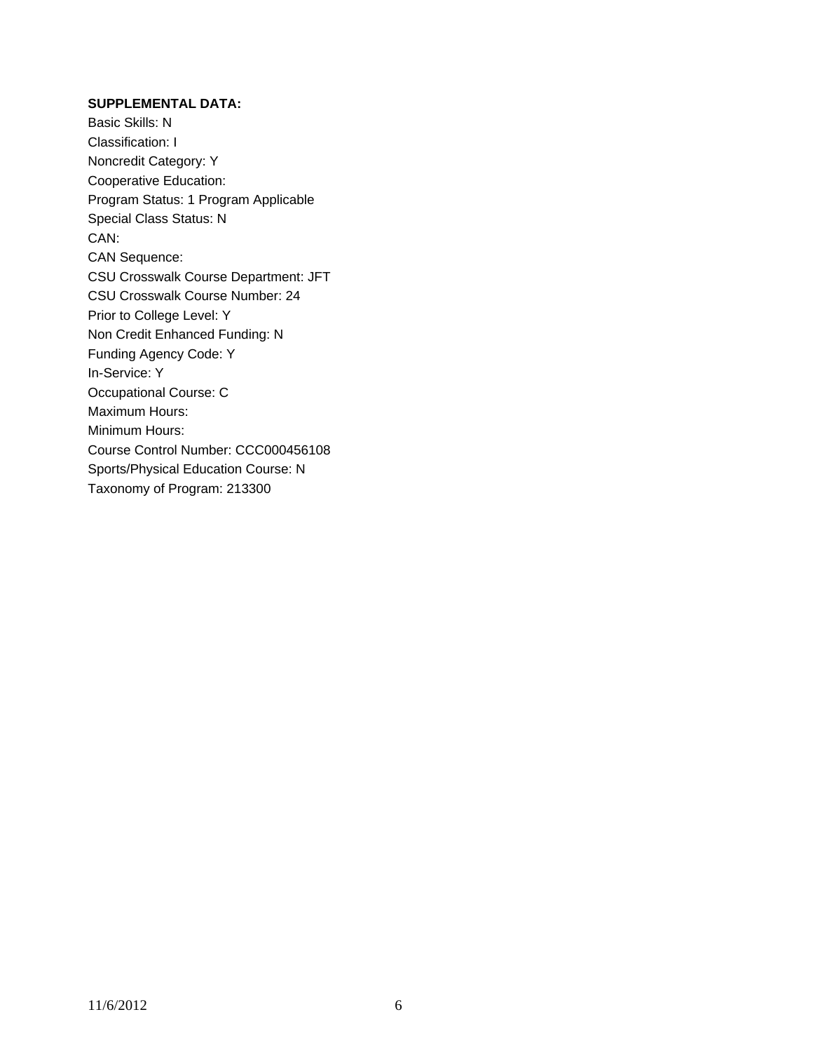**SUPPLEMENTAL DATA:**

Basic Skills: N
Classification: I
Noncredit Category: Y
Cooperative Education:
Program Status: 1 Program Applicable
Special Class Status: N
CAN:
CAN Sequence:
CSU Crosswalk Course Department: JFT
CSU Crosswalk Course Number: 24
Prior to College Level: Y
Non Credit Enhanced Funding: N
Funding Agency Code: Y
In-Service: Y
Occupational Course: C
Maximum Hours:
Minimum Hours:
Course Control Number: CCC000456108
Sports/Physical Education Course: N
Taxonomy of Program: 213300